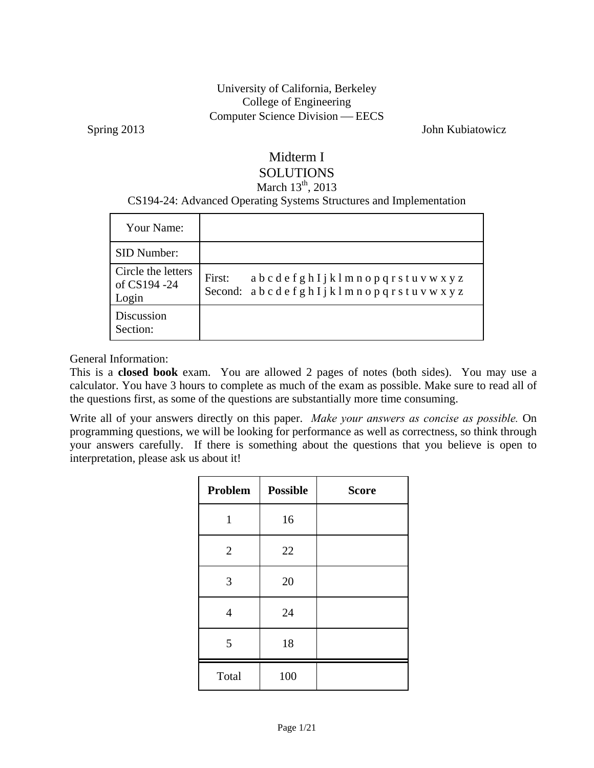University of California, Berkeley
College of Engineering
Computer Science Division — EECS

Spring 2013 John Kubiatowicz

# Midterm I
# SOLUTIONS

March 13th, 2013

CS194-24: Advanced Operating Systems Structures and Implementation

| Your Name: | |
|---|---|
| SID Number: | |
| Circle the letters of CS194 -24 Login | First: a b c d e f g h I j k l m n o p q r s t u v w x y z<br>Second: a b c d e f g h I j k l m n o p q r s t u v w x y z |
| Discussion Section: | |

General Information:

This is a **closed book** exam. You are allowed 2 pages of notes (both sides). You may use a calculator. You have 3 hours to complete as much of the exam as possible. Make sure to read all of the questions first, as some of the questions are substantially more time consuming.

Write all of your answers directly on this paper. *Make your answers as concise as possible.* On programming questions, we will be looking for performance as well as correctness, so think through your answers carefully. If there is something about the questions that you believe is open to interpretation, please ask us about it!

| Problem | Possible | Score |
|---|---|---|
| 1 | 16 | |
| 2 | 22 | |
| 3 | 20 | |
| 4 | 24 | |
| 5 | 18 | |
| Total | 100 | |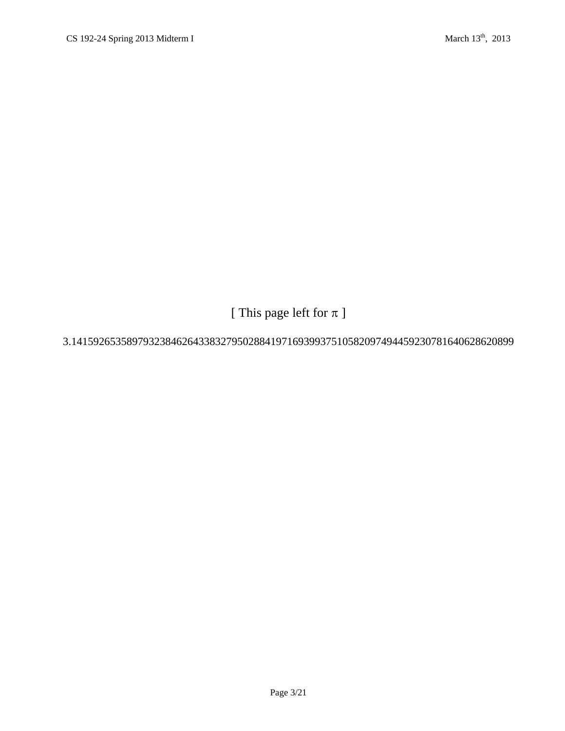[ This page left for π ]

3.14159265358979323846264338327950288419716939937510582097494459230781640628620899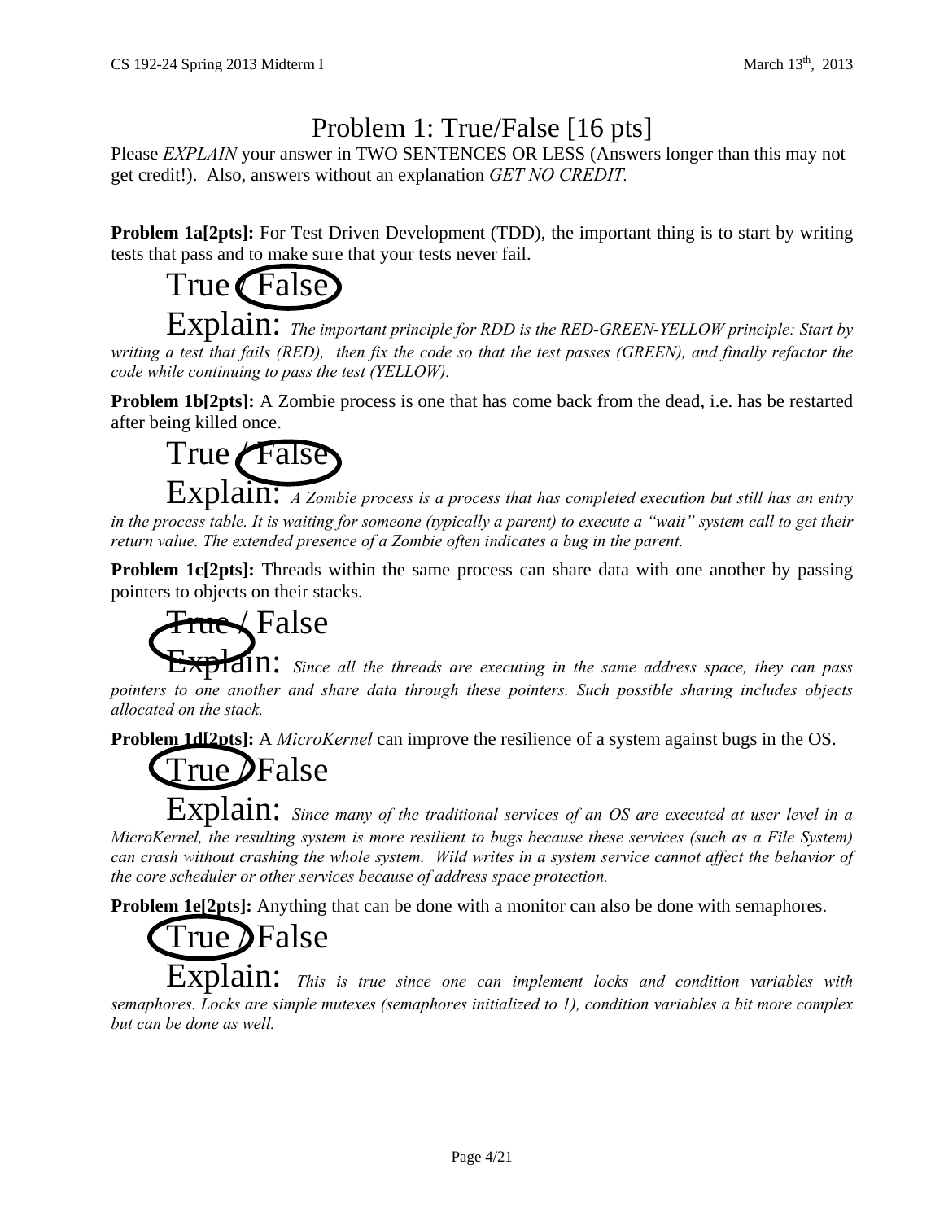# Problem 1: True/False [16 pts]

Please *EXPLAIN* your answer in TWO SENTENCES OR LESS (Answers longer than this may not get credit!). Also, answers without an explanation *GET NO CREDIT.*

**Problem 1a[2pts]:** For Test Driven Development (TDD), the important thing is to start by writing tests that pass and to make sure that your tests never fail.

True / **False** (circled)

Explain: *The important principle for RDD is the RED-GREEN-YELLOW principle: Start by writing a test that fails (RED), then fix the code so that the test passes (GREEN), and finally refactor the code while continuing to pass the test (YELLOW).*

**Problem 1b[2pts]:** A Zombie process is one that has come back from the dead, i.e. has be restarted after being killed once.

True / **False** (circled)

Explain: *A Zombie process is a process that has completed execution but still has an entry in the process table. It is waiting for someone (typically a parent) to execute a "wait" system call to get their return value. The extended presence of a Zombie often indicates a bug in the parent.*

**Problem 1c[2pts]:** Threads within the same process can share data with one another by passing pointers to objects on their stacks.

**True** (circled) / False

Explain: *Since all the threads are executing in the same address space, they can pass pointers to one another and share data through these pointers. Such possible sharing includes objects allocated on the stack.*

**Problem 1d[2pts]:** A *MicroKernel* can improve the resilience of a system against bugs in the OS.

**True** (circled) / False

Explain: *Since many of the traditional services of an OS are executed at user level in a MicroKernel, the resulting system is more resilient to bugs because these services (such as a File System) can crash without crashing the whole system. Wild writes in a system service cannot affect the behavior of the core scheduler or other services because of address space protection.*

**Problem 1e[2pts]:** Anything that can be done with a monitor can also be done with semaphores.

**True** (circled) / False

Explain: *This is true since one can implement locks and condition variables with semaphores. Locks are simple mutexes (semaphores initialized to 1), condition variables a bit more complex but can be done as well.*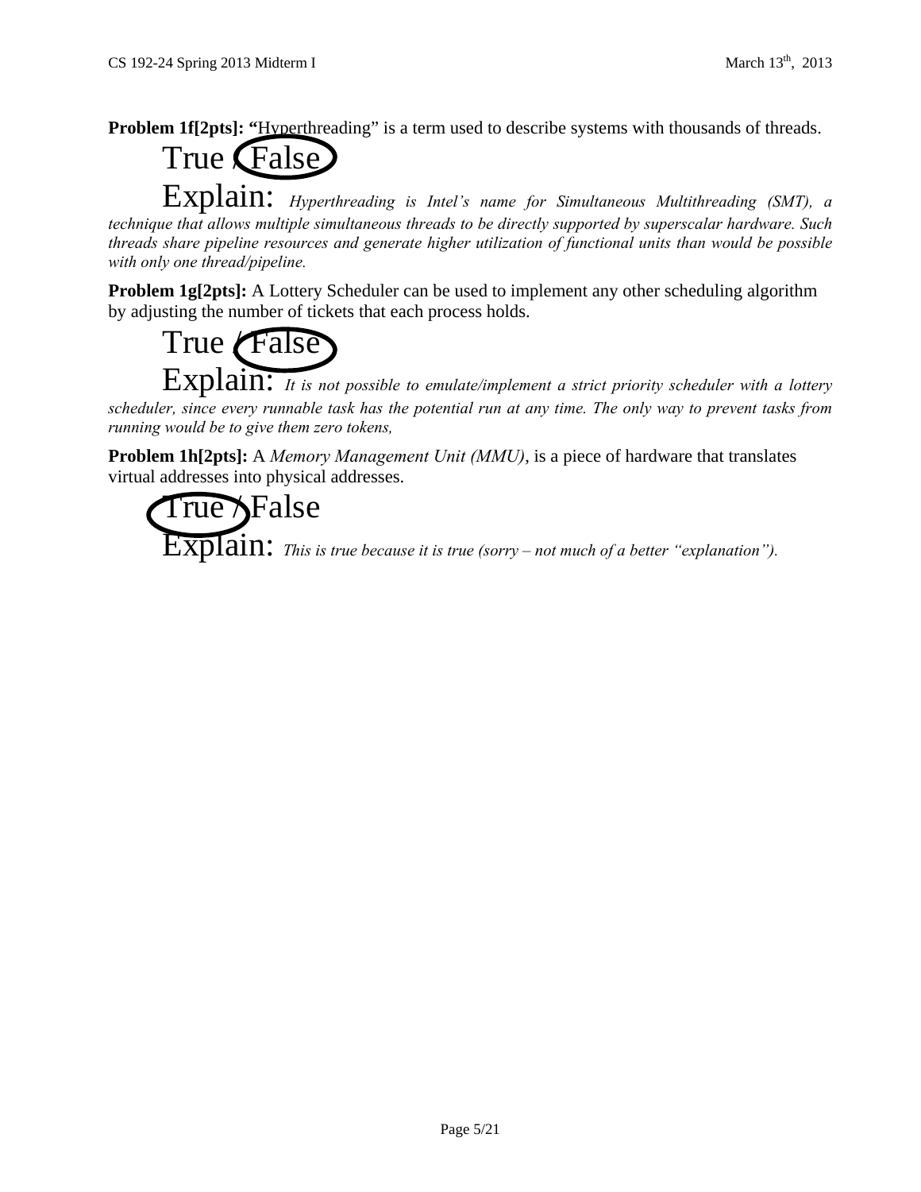**Problem 1f[2pts]: "**Hyperthreading" is a term used to describe systems with thousands of threads.

True / **False** (circled)

Explain: *Hyperthreading is Intel's name for Simultaneous Multithreading (SMT), a technique that allows multiple simultaneous threads to be directly supported by superscalar hardware. Such threads share pipeline resources and generate higher utilization of functional units than would be possible with only one thread/pipeline.*

**Problem 1g[2pts]:** A Lottery Scheduler can be used to implement any other scheduling algorithm by adjusting the number of tickets that each process holds.

True / **False** (circled)

Explain: *It is not possible to emulate/implement a strict priority scheduler with a lottery scheduler, since every runnable task has the potential run at any time. The only way to prevent tasks from running would be to give them zero tokens,*

**Problem 1h[2pts]:** A *Memory Management Unit (MMU)*, is a piece of hardware that translates virtual addresses into physical addresses.

**True** (circled) / False

Explain: *This is true because it is true (sorry – not much of a better "explanation").*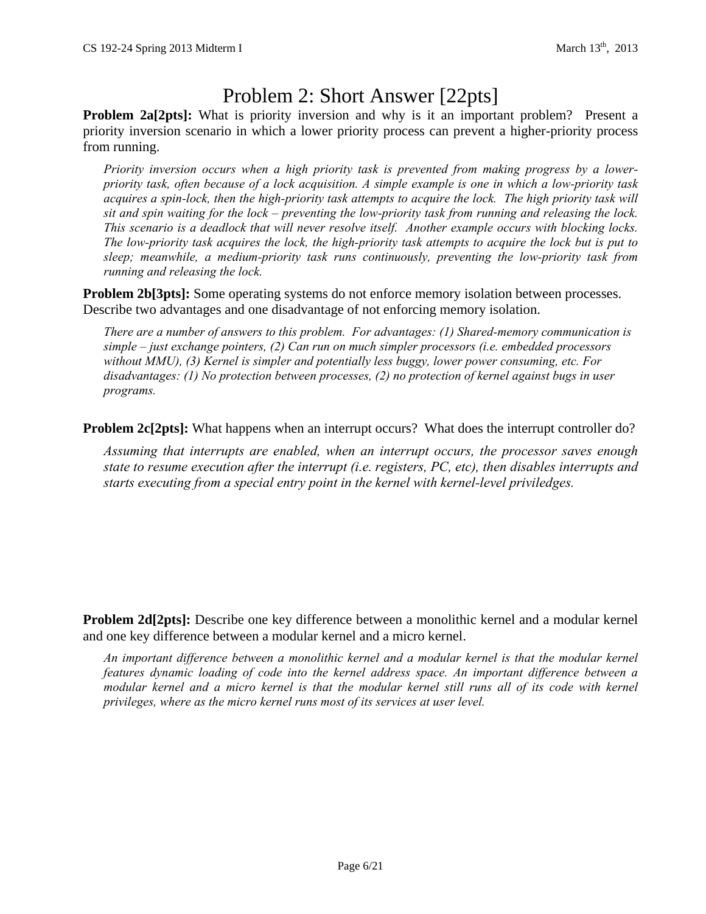# Problem 2: Short Answer [22pts]

**Problem 2a[2pts]:** What is priority inversion and why is it an important problem? Present a priority inversion scenario in which a lower priority process can prevent a higher-priority process from running.

*Priority inversion occurs when a high priority task is prevented from making progress by a lower-priority task, often because of a lock acquisition. A simple example is one in which a low-priority task acquires a spin-lock, then the high-priority task attempts to acquire the lock. The high priority task will sit and spin waiting for the lock – preventing the low-priority task from running and releasing the lock. This scenario is a deadlock that will never resolve itself. Another example occurs with blocking locks. The low-priority task acquires the lock, the high-priority task attempts to acquire the lock but is put to sleep; meanwhile, a medium-priority task runs continuously, preventing the low-priority task from running and releasing the lock.*

**Problem 2b[3pts]:** Some operating systems do not enforce memory isolation between processes. Describe two advantages and one disadvantage of not enforcing memory isolation.

*There are a number of answers to this problem. For advantages: (1) Shared-memory communication is simple – just exchange pointers, (2) Can run on much simpler processors (i.e. embedded processors without MMU), (3) Kernel is simpler and potentially less buggy, lower power consuming, etc. For disadvantages: (1) No protection between processes, (2) no protection of kernel against bugs in user programs.*

**Problem 2c[2pts]:** What happens when an interrupt occurs? What does the interrupt controller do?

*Assuming that interrupts are enabled, when an interrupt occurs, the processor saves enough state to resume execution after the interrupt (i.e. registers, PC, etc), then disables interrupts and starts executing from a special entry point in the kernel with kernel-level priviledges.*

**Problem 2d[2pts]:** Describe one key difference between a monolithic kernel and a modular kernel and one key difference between a modular kernel and a micro kernel.

*An important difference between a monolithic kernel and a modular kernel is that the modular kernel features dynamic loading of code into the kernel address space. An important difference between a modular kernel and a micro kernel is that the modular kernel still runs all of its code with kernel privileges, where as the micro kernel runs most of its services at user level.*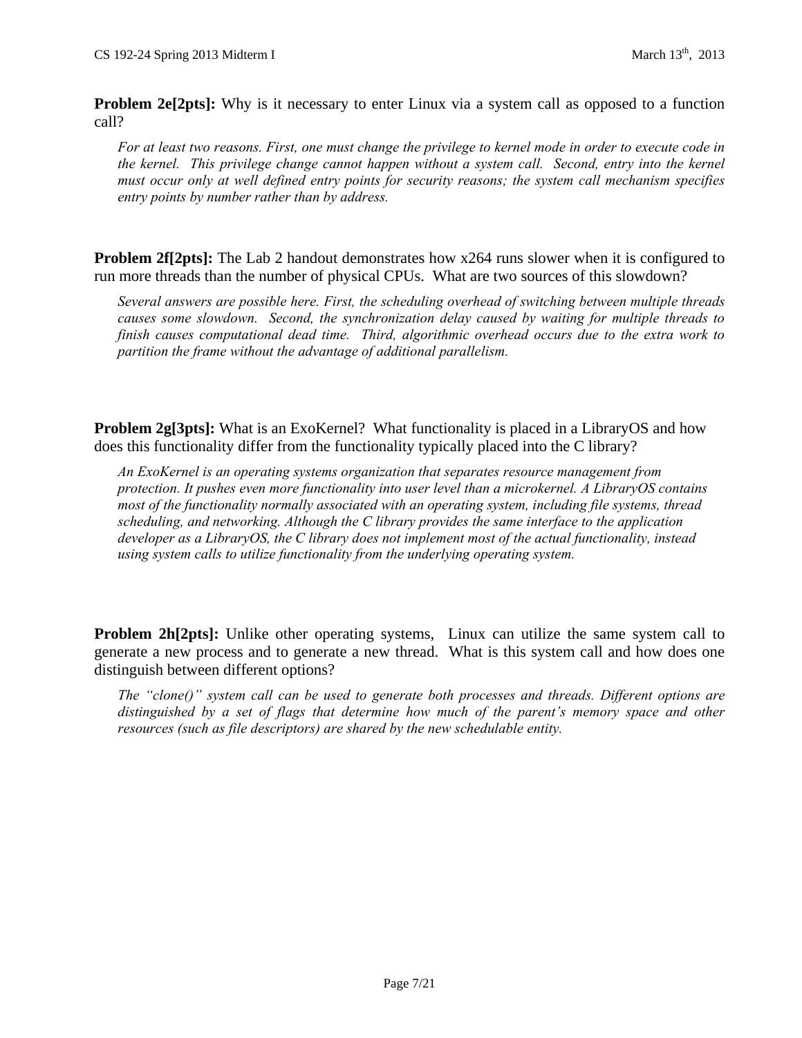**Problem 2e[2pts]:** Why is it necessary to enter Linux via a system call as opposed to a function call?

*For at least two reasons. First, one must change the privilege to kernel mode in order to execute code in the kernel. This privilege change cannot happen without a system call. Second, entry into the kernel must occur only at well defined entry points for security reasons; the system call mechanism specifies entry points by number rather than by address.*

**Problem 2f[2pts]:** The Lab 2 handout demonstrates how x264 runs slower when it is configured to run more threads than the number of physical CPUs. What are two sources of this slowdown?

*Several answers are possible here. First, the scheduling overhead of switching between multiple threads causes some slowdown. Second, the synchronization delay caused by waiting for multiple threads to finish causes computational dead time. Third, algorithmic overhead occurs due to the extra work to partition the frame without the advantage of additional parallelism.*

**Problem 2g[3pts]:** What is an ExoKernel? What functionality is placed in a LibraryOS and how does this functionality differ from the functionality typically placed into the C library?

*An ExoKernel is an operating systems organization that separates resource management from protection. It pushes even more functionality into user level than a microkernel. A LibraryOS contains most of the functionality normally associated with an operating system, including file systems, thread scheduling, and networking. Although the C library provides the same interface to the application developer as a LibraryOS, the C library does not implement most of the actual functionality, instead using system calls to utilize functionality from the underlying operating system.*

**Problem 2h[2pts]:** Unlike other operating systems, Linux can utilize the same system call to generate a new process and to generate a new thread. What is this system call and how does one distinguish between different options?

*The "clone()" system call can be used to generate both processes and threads. Different options are distinguished by a set of flags that determine how much of the parent's memory space and other resources (such as file descriptors) are shared by the new schedulable entity.*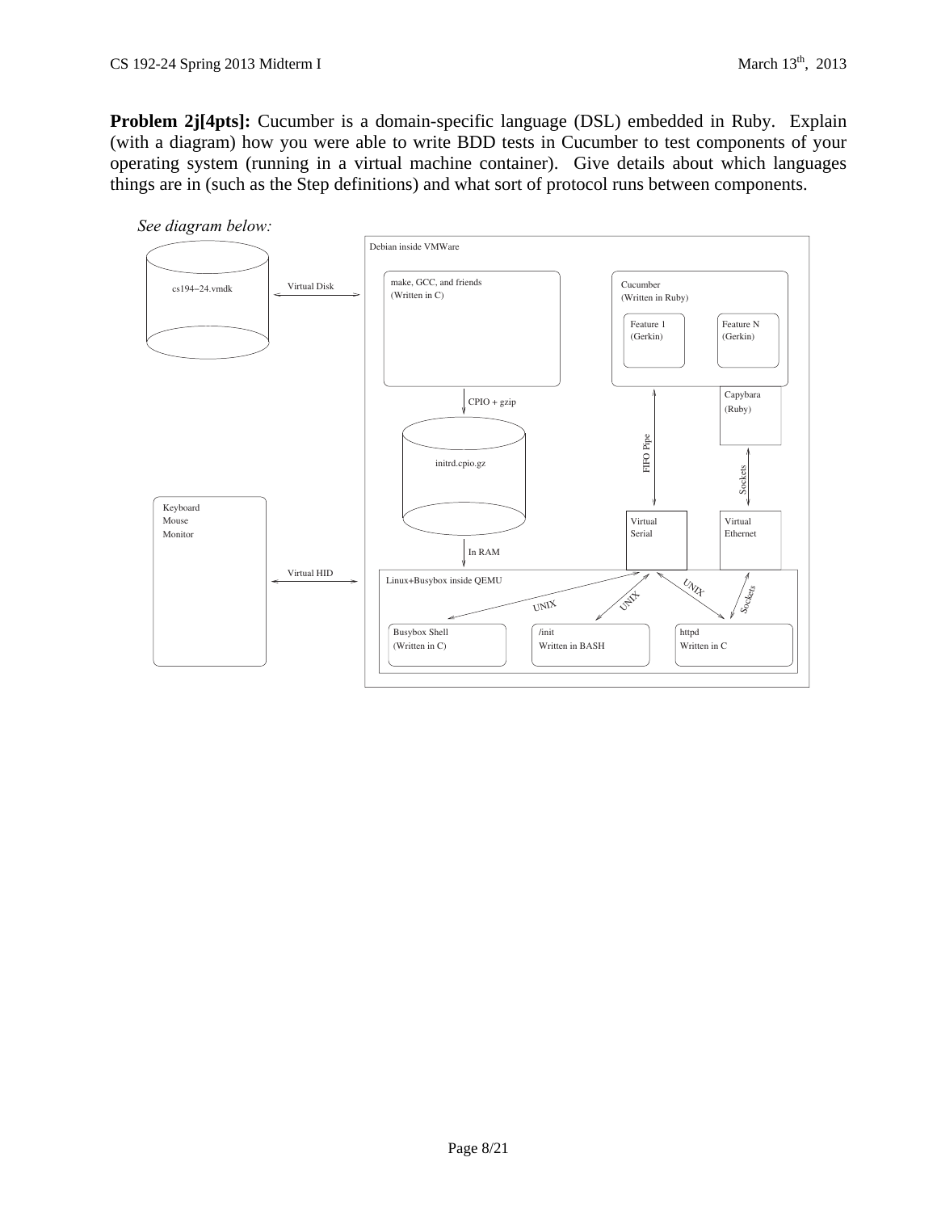**Problem 2j[4pts]:** Cucumber is a domain-specific language (DSL) embedded in Ruby. Explain (with a diagram) how you were able to write BDD tests in Cucumber to test components of your operating system (running in a virtual machine container). Give details about which languages things are in (such as the Step definitions) and what sort of protocol runs between components.

*See diagram below:*

cs194–24.vmdk — Virtual Disk — Debian inside VMWare

Keyboard, Mouse, Monitor — Virtual HID — Debian inside VMWare

Debian inside VMWare:

- make, GCC, and friends (Written in C) — CPIO + gzip → initrd.cpio.gz — In RAM → Linux+Busybox inside QEMU
- Cucumber (Written in Ruby)
  - Feature 1 (Gerkin)
  - Feature N (Gerkin)
- Cucumber ↔ FIFO Pipe ↔ Virtual Serial
- Capybara (Ruby) ↔ Sockets ↔ Virtual Ethernet
- Linux+Busybox inside QEMU:
  - Virtual Serial ↔ UNIX ↔ Busybox Shell (Written in C)
  - Virtual Serial ↔ UNIX ↔ /init Written in BASH
  - Virtual Serial ↔ UNIX ↔ httpd Written in C
  - Virtual Ethernet ↔ Sockets ↔ httpd Written in C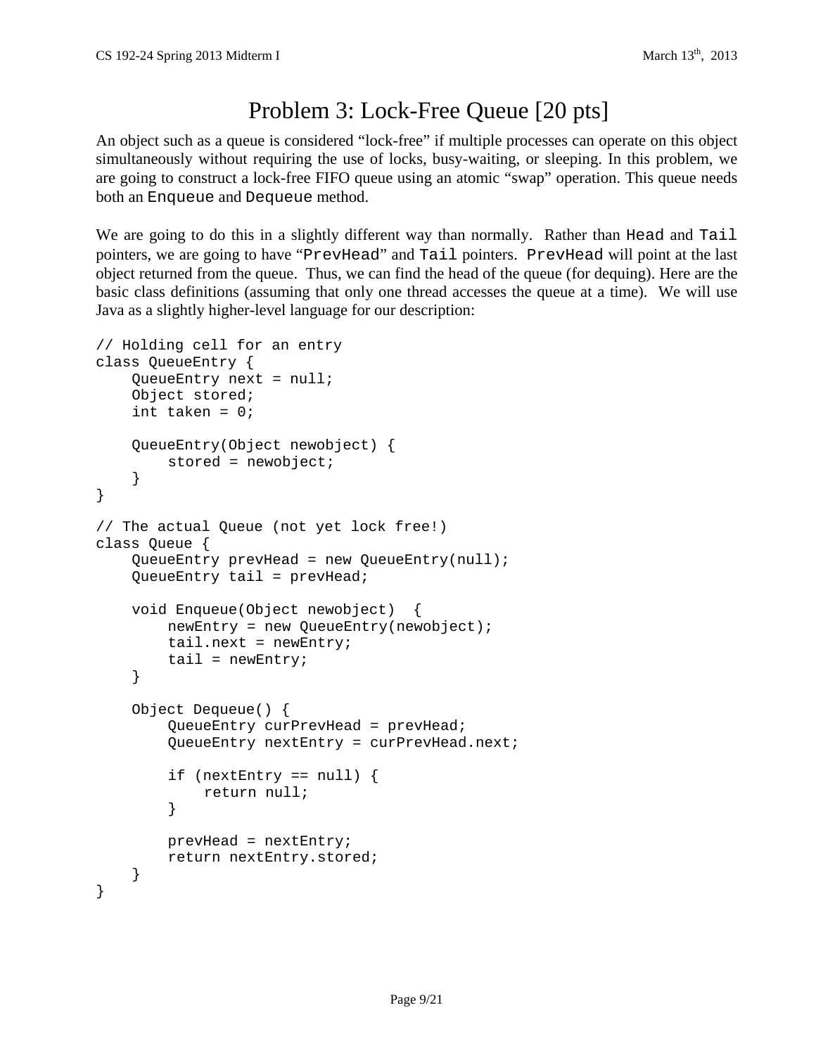# Problem 3: Lock-Free Queue [20 pts]

An object such as a queue is considered "lock-free" if multiple processes can operate on this object simultaneously without requiring the use of locks, busy-waiting, or sleeping. In this problem, we are going to construct a lock-free FIFO queue using an atomic "swap" operation. This queue needs both an `Enqueue` and `Dequeue` method.

We are going to do this in a slightly different way than normally. Rather than `Head` and `Tail` pointers, we are going to have "`PrevHead`" and `Tail` pointers. `PrevHead` will point at the last object returned from the queue. Thus, we can find the head of the queue (for dequing). Here are the basic class definitions (assuming that only one thread accesses the queue at a time). We will use Java as a slightly higher-level language for our description:

```
// Holding cell for an entry
class QueueEntry {
    QueueEntry next = null;
    Object stored;
    int taken = 0;

    QueueEntry(Object newobject) {
        stored = newobject;
    }
}

// The actual Queue (not yet lock free!)
class Queue {
    QueueEntry prevHead = new QueueEntry(null);
    QueueEntry tail = prevHead;

    void Enqueue(Object newobject)  {
        newEntry = new QueueEntry(newobject);
        tail.next = newEntry;
        tail = newEntry;
    }

    Object Dequeue() {
        QueueEntry curPrevHead = prevHead;
        QueueEntry nextEntry = curPrevHead.next;

        if (nextEntry == null) {
            return null;
        }

        prevHead = nextEntry;
        return nextEntry.stored;
    }
}
```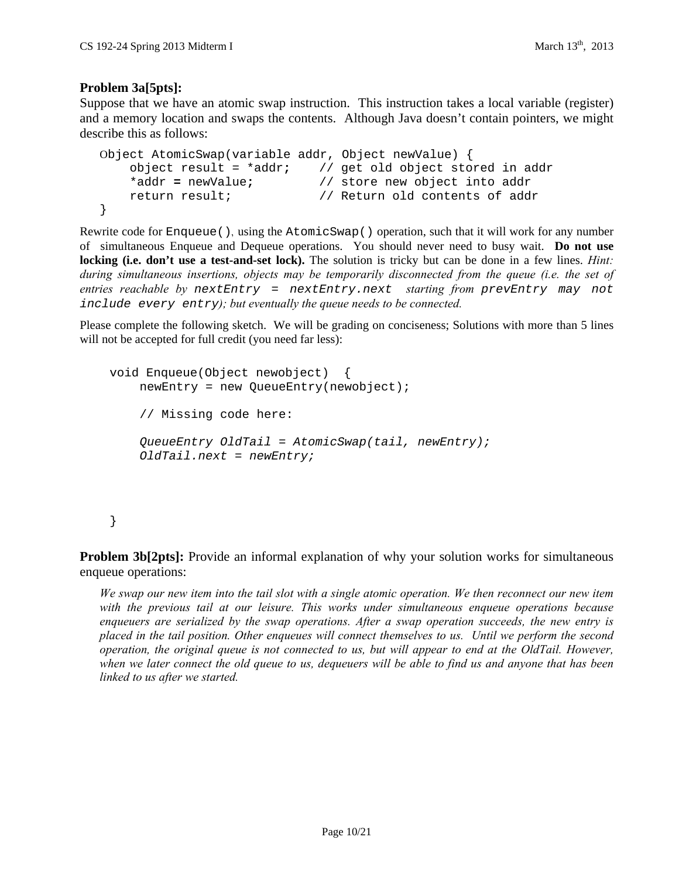**Problem 3a[5pts]:**
Suppose that we have an atomic swap instruction. This instruction takes a local variable (register) and a memory location and swaps the contents. Although Java doesn't contain pointers, we might describe this as follows:

```
Object AtomicSwap(variable addr, Object newValue) {
    object result = *addr;    // get old object stored in addr
    *addr = newValue;         // store new object into addr
    return result;            // Return old contents of addr
}
```

Rewrite code for `Enqueue()`, using the `AtomicSwap()` operation, such that it will work for any number of simultaneous Enqueue and Dequeue operations. You should never need to busy wait. **Do not use locking (i.e. don't use a test-and-set lock).** The solution is tricky but can be done in a few lines. *Hint: during simultaneous insertions, objects may be temporarily disconnected from the queue (i.e. the set of entries reachable by* `nextEntry = nextEntry.next` *starting from* `prevEntry may not include every entry`*); but eventually the queue needs to be connected.*

Please complete the following sketch. We will be grading on conciseness; Solutions with more than 5 lines will not be accepted for full credit (you need far less):

```
void Enqueue(Object newobject) {
    newEntry = new QueueEntry(newobject);

    // Missing code here:

    QueueEntry OldTail = AtomicSwap(tail, newEntry);
    OldTail.next = newEntry;



}
```

**Problem 3b[2pts]:** Provide an informal explanation of why your solution works for simultaneous enqueue operations:

*We swap our new item into the tail slot with a single atomic operation. We then reconnect our new item with the previous tail at our leisure. This works under simultaneous enqueue operations because enqueuers are serialized by the swap operations. After a swap operation succeeds, the new entry is placed in the tail position. Other enqueues will connect themselves to us. Until we perform the second operation, the original queue is not connected to us, but will appear to end at the OldTail. However, when we later connect the old queue to us, dequeuers will be able to find us and anyone that has been linked to us after we started.*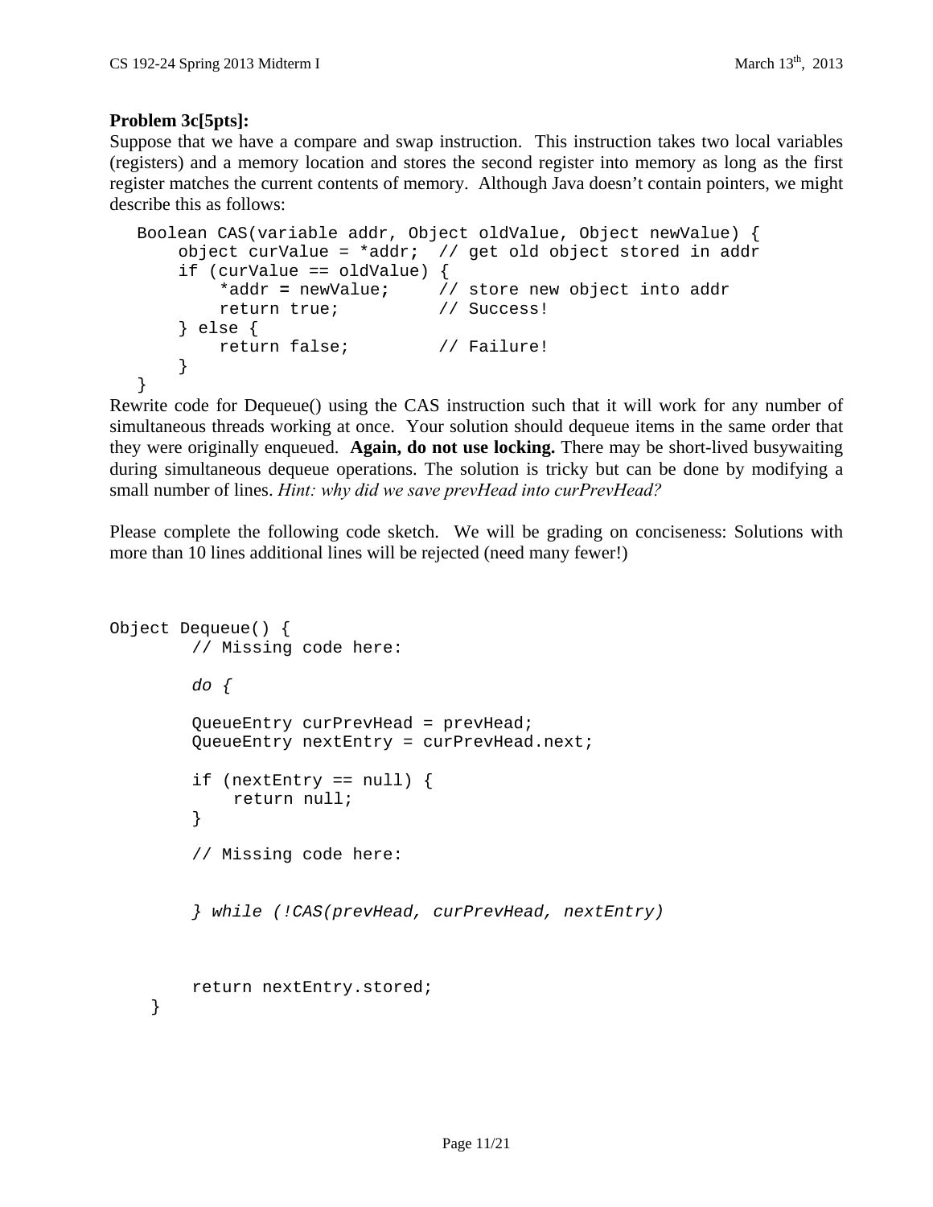**Problem 3c[5pts]:**
Suppose that we have a compare and swap instruction. This instruction takes two local variables (registers) and a memory location and stores the second register into memory as long as the first register matches the current contents of memory. Although Java doesn't contain pointers, we might describe this as follows:

```
Boolean CAS(variable addr, Object oldValue, Object newValue) {
    object curValue = *addr;  // get old object stored in addr
    if (curValue == oldValue) {
        *addr = newValue;     // store new object into addr
        return true;          // Success!
    } else {
        return false;         // Failure!
    }
}
```

Rewrite code for Dequeue() using the CAS instruction such that it will work for any number of simultaneous threads working at once. Your solution should dequeue items in the same order that they were originally enqueued. **Again, do not use locking.** There may be short-lived busywaiting during simultaneous dequeue operations. The solution is tricky but can be done by modifying a small number of lines. *Hint: why did we save prevHead into curPrevHead?*

Please complete the following code sketch. We will be grading on conciseness: Solutions with more than 10 lines additional lines will be rejected (need many fewer!)

```
Object Dequeue() {
        // Missing code here:

        do {

        QueueEntry curPrevHead = prevHead;
        QueueEntry nextEntry = curPrevHead.next;

        if (nextEntry == null) {
            return null;
        }

        // Missing code here:


        } while (!CAS(prevHead, curPrevHead, nextEntry)



        return nextEntry.stored;
    }
```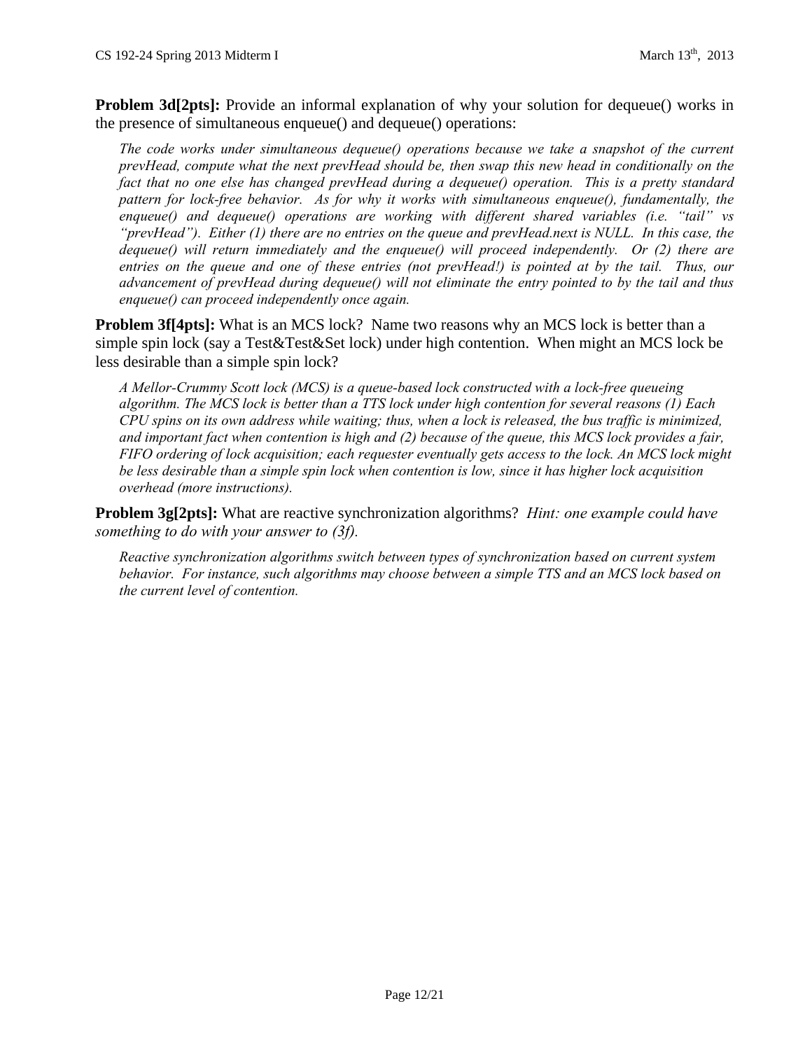**Problem 3d[2pts]:** Provide an informal explanation of why your solution for dequeue() works in the presence of simultaneous enqueue() and dequeue() operations:

*The code works under simultaneous dequeue() operations because we take a snapshot of the current prevHead, compute what the next prevHead should be, then swap this new head in conditionally on the fact that no one else has changed prevHead during a dequeue() operation. This is a pretty standard pattern for lock-free behavior. As for why it works with simultaneous enqueue(), fundamentally, the enqueue() and dequeue() operations are working with different shared variables (i.e. "tail" vs "prevHead"). Either (1) there are no entries on the queue and prevHead.next is NULL. In this case, the dequeue() will return immediately and the enqueue() will proceed independently. Or (2) there are entries on the queue and one of these entries (not prevHead!) is pointed at by the tail. Thus, our advancement of prevHead during dequeue() will not eliminate the entry pointed to by the tail and thus enqueue() can proceed independently once again.*

**Problem 3f[4pts]:** What is an MCS lock? Name two reasons why an MCS lock is better than a simple spin lock (say a Test&Test&Set lock) under high contention. When might an MCS lock be less desirable than a simple spin lock?

*A Mellor-Crummy Scott lock (MCS) is a queue-based lock constructed with a lock-free queueing algorithm. The MCS lock is better than a TTS lock under high contention for several reasons (1) Each CPU spins on its own address while waiting; thus, when a lock is released, the bus traffic is minimized, and important fact when contention is high and (2) because of the queue, this MCS lock provides a fair, FIFO ordering of lock acquisition; each requester eventually gets access to the lock. An MCS lock might be less desirable than a simple spin lock when contention is low, since it has higher lock acquisition overhead (more instructions).*

**Problem 3g[2pts]:** What are reactive synchronization algorithms? *Hint: one example could have something to do with your answer to (3f).*

*Reactive synchronization algorithms switch between types of synchronization based on current system behavior. For instance, such algorithms may choose between a simple TTS and an MCS lock based on the current level of contention.*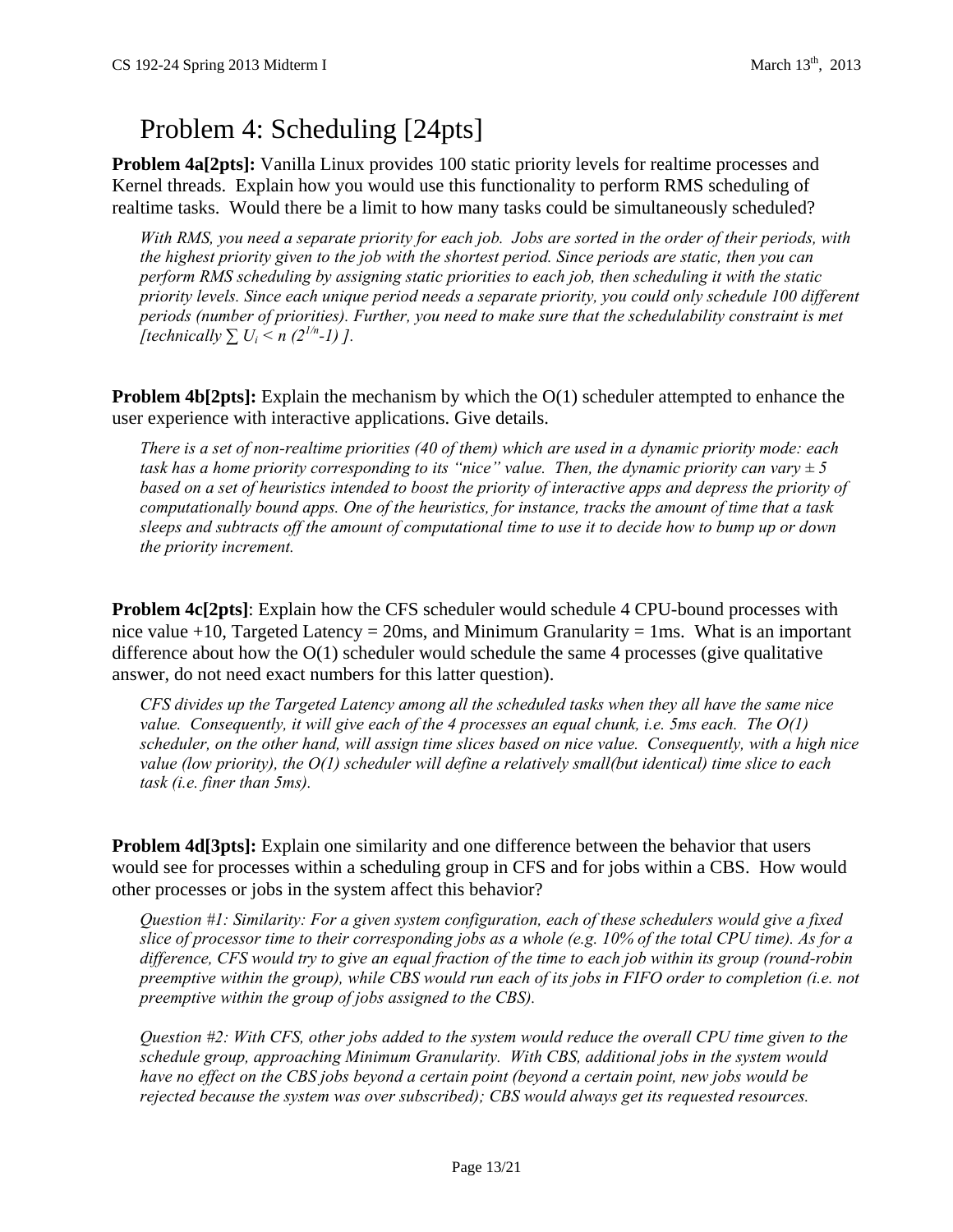# Problem 4: Scheduling [24pts]

**Problem 4a[2pts]:** Vanilla Linux provides 100 static priority levels for realtime processes and Kernel threads. Explain how you would use this functionality to perform RMS scheduling of realtime tasks. Would there be a limit to how many tasks could be simultaneously scheduled?

*With RMS, you need a separate priority for each job. Jobs are sorted in the order of their periods, with the highest priority given to the job with the shortest period. Since periods are static, then you can perform RMS scheduling by assigning static priorities to each job, then scheduling it with the static priority levels. Since each unique period needs a separate priority, you could only schedule 100 different periods (number of priorities). Further, you need to make sure that the schedulability constraint is met [technically $\sum U_i < n\,(2^{1/n}-1)$ ].*

**Problem 4b[2pts]:** Explain the mechanism by which the O(1) scheduler attempted to enhance the user experience with interactive applications. Give details.

*There is a set of non-realtime priorities (40 of them) which are used in a dynamic priority mode: each task has a home priority corresponding to its "nice" value. Then, the dynamic priority can vary ± 5 based on a set of heuristics intended to boost the priority of interactive apps and depress the priority of computationally bound apps. One of the heuristics, for instance, tracks the amount of time that a task sleeps and subtracts off the amount of computational time to use it to decide how to bump up or down the priority increment.*

**Problem 4c[2pts]**: Explain how the CFS scheduler would schedule 4 CPU-bound processes with nice value +10, Targeted Latency = 20ms, and Minimum Granularity = 1ms. What is an important difference about how the O(1) scheduler would schedule the same 4 processes (give qualitative answer, do not need exact numbers for this latter question).

*CFS divides up the Targeted Latency among all the scheduled tasks when they all have the same nice value. Consequently, it will give each of the 4 processes an equal chunk, i.e. 5ms each. The O(1) scheduler, on the other hand, will assign time slices based on nice value. Consequently, with a high nice value (low priority), the O(1) scheduler will define a relatively small(but identical) time slice to each task (i.e. finer than 5ms).*

**Problem 4d[3pts]:** Explain one similarity and one difference between the behavior that users would see for processes within a scheduling group in CFS and for jobs within a CBS. How would other processes or jobs in the system affect this behavior?

*Question #1: Similarity: For a given system configuration, each of these schedulers would give a fixed slice of processor time to their corresponding jobs as a whole (e.g. 10% of the total CPU time). As for a difference, CFS would try to give an equal fraction of the time to each job within its group (round-robin preemptive within the group), while CBS would run each of its jobs in FIFO order to completion (i.e. not preemptive within the group of jobs assigned to the CBS).*

*Question #2: With CFS, other jobs added to the system would reduce the overall CPU time given to the schedule group, approaching Minimum Granularity. With CBS, additional jobs in the system would have no effect on the CBS jobs beyond a certain point (beyond a certain point, new jobs would be rejected because the system was over subscribed); CBS would always get its requested resources.*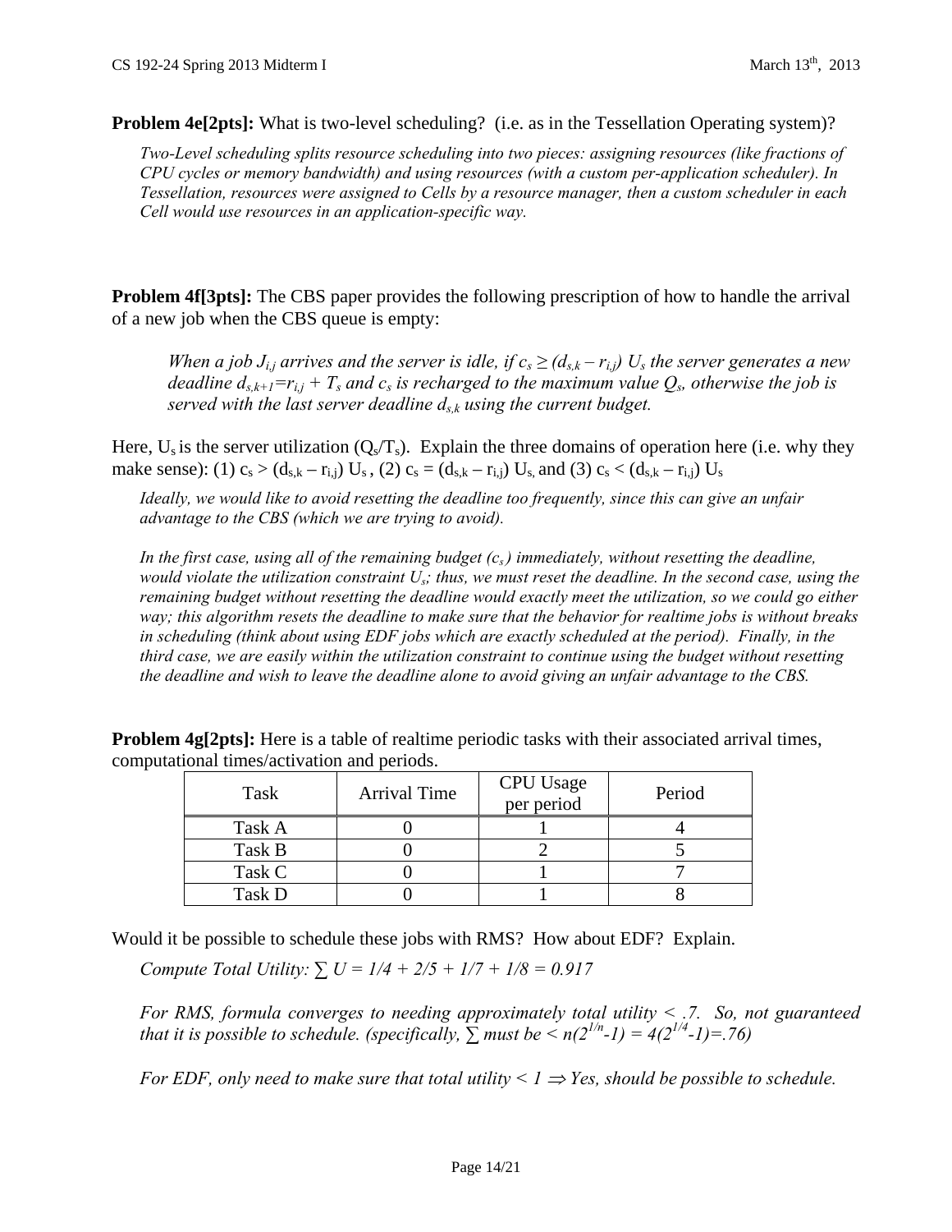**Problem 4e[2pts]:** What is two-level scheduling? (i.e. as in the Tessellation Operating system)?

*Two-Level scheduling splits resource scheduling into two pieces: assigning resources (like fractions of CPU cycles or memory bandwidth) and using resources (with a custom per-application scheduler). In Tessellation, resources were assigned to Cells by a resource manager, then a custom scheduler in each Cell would use resources in an application-specific way.*

**Problem 4f[3pts]:** The CBS paper provides the following prescription of how to handle the arrival of a new job when the CBS queue is empty:

> *When a job $J_{i,j}$ arrives and the server is idle, if $c_s \geq (d_{s,k} - r_{i,j})\, U_s$ the server generates a new deadline $d_{s,k+1}=r_{i,j} + T_s$ and $c_s$ is recharged to the maximum value $Q_s$, otherwise the job is served with the last server deadline $d_{s,k}$ using the current budget.*

Here, $U_s$ is the server utilization ($Q_s/T_s$). Explain the three domains of operation here (i.e. why they make sense): (1) $c_s > (d_{s,k} - r_{i,j})\, U_s$ , (2) $c_s = (d_{s,k} - r_{i,j})\, U_s$, and (3) $c_s < (d_{s,k} - r_{i,j})\, U_s$

*Ideally, we would like to avoid resetting the deadline too frequently, since this can give an unfair advantage to the CBS (which we are trying to avoid).*

*In the first case, using all of the remaining budget ($c_s$) immediately, without resetting the deadline, would violate the utilization constraint $U_s$; thus, we must reset the deadline. In the second case, using the remaining budget without resetting the deadline would exactly meet the utilization, so we could go either way; this algorithm resets the deadline to make sure that the behavior for realtime jobs is without breaks in scheduling (think about using EDF jobs which are exactly scheduled at the period). Finally, in the third case, we are easily within the utilization constraint to continue using the budget without resetting the deadline and wish to leave the deadline alone to avoid giving an unfair advantage to the CBS.*

**Problem 4g[2pts]:** Here is a table of realtime periodic tasks with their associated arrival times, computational times/activation and periods.

| Task | Arrival Time | CPU Usage per period | Period |
|---|---|---|---|
| Task A | 0 | 1 | 4 |
| Task B | 0 | 2 | 5 |
| Task C | 0 | 1 | 7 |
| Task D | 0 | 1 | 8 |

Would it be possible to schedule these jobs with RMS? How about EDF? Explain.

*Compute Total Utility: $\sum U = 1/4 + 2/5 + 1/7 + 1/8 = 0.917$*

*For RMS, formula converges to needing approximately total utility < .7. So, not guaranteed that it is possible to schedule. (specifically, $\sum$ must be $< n(2^{1/n}-1) = 4(2^{1/4}-1)=.76$)*

*For EDF, only need to make sure that total utility $< 1 \Rightarrow$ Yes, should be possible to schedule.*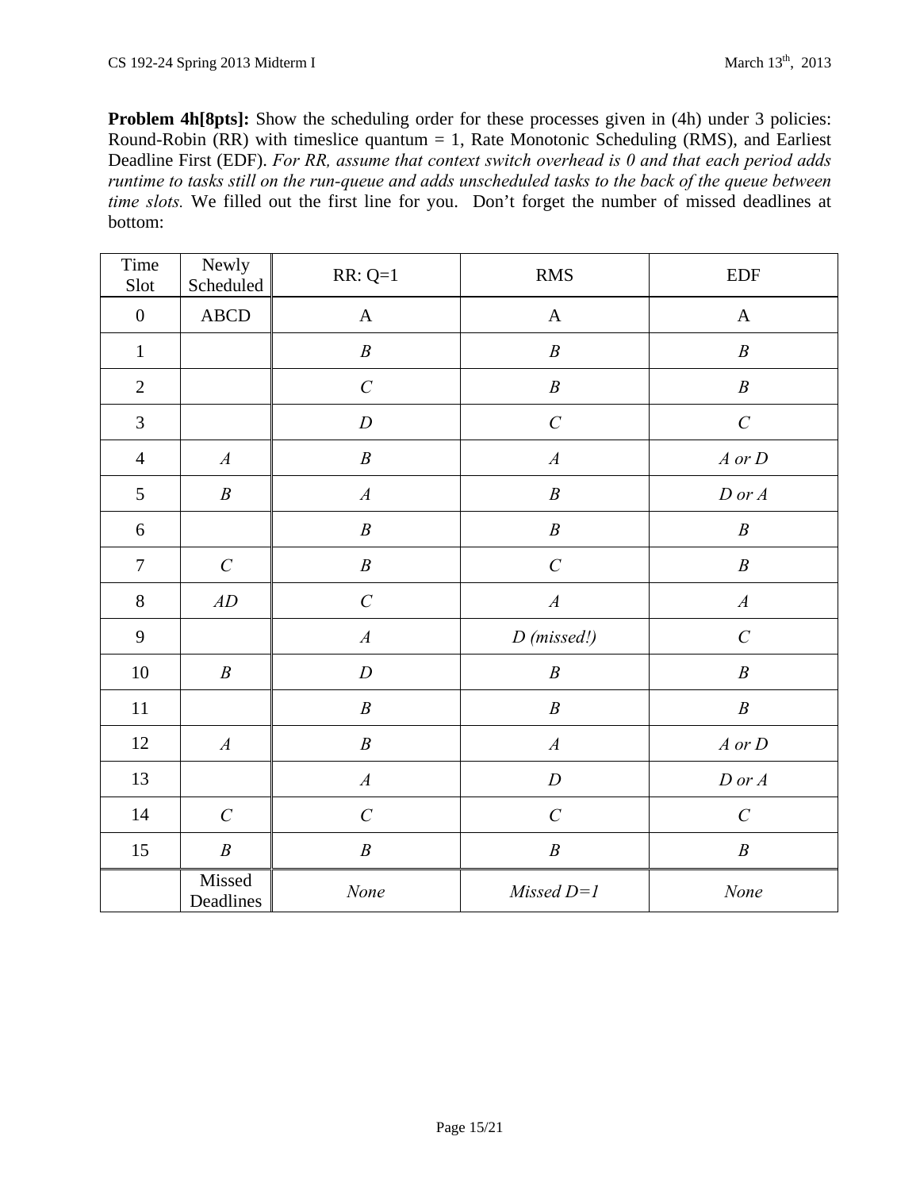**Problem 4h[8pts]:** Show the scheduling order for these processes given in (4h) under 3 policies: Round-Robin (RR) with timeslice quantum = 1, Rate Monotonic Scheduling (RMS), and Earliest Deadline First (EDF). *For RR, assume that context switch overhead is 0 and that each period adds runtime to tasks still on the run-queue and adds unscheduled tasks to the back of the queue between time slots.* We filled out the first line for you. Don't forget the number of missed deadlines at bottom:

| Time Slot | Newly Scheduled | RR: Q=1 | RMS | EDF |
|---|---|---|---|---|
| 0 | ABCD | A | A | A |
| 1 | | *B* | *B* | *B* |
| 2 | | *C* | *B* | *B* |
| 3 | | *D* | *C* | *C* |
| 4 | *A* | *B* | *A* | *A or D* |
| 5 | *B* | *A* | *B* | *D or A* |
| 6 | | *B* | *B* | *B* |
| 7 | *C* | *B* | *C* | *B* |
| 8 | *AD* | *C* | *A* | *A* |
| 9 | | *A* | *D (missed!)* | *C* |
| 10 | *B* | *D* | *B* | *B* |
| 11 | | *B* | *B* | *B* |
| 12 | *A* | *B* | *A* | *A or D* |
| 13 | | *A* | *D* | *D or A* |
| 14 | *C* | *C* | *C* | *C* |
| 15 | *B* | *B* | *B* | *B* |
| | Missed Deadlines | *None* | *Missed D=1* | *None* |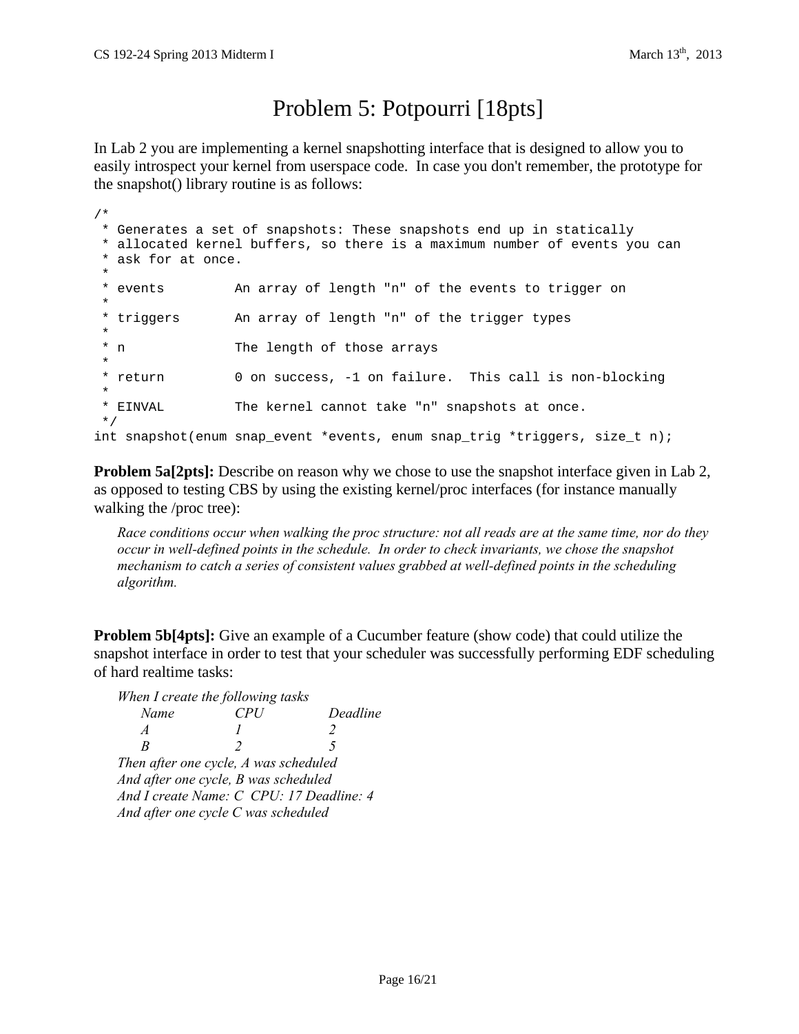# Problem 5: Potpourri [18pts]

In Lab 2 you are implementing a kernel snapshotting interface that is designed to allow you to easily introspect your kernel from userspace code. In case you don't remember, the prototype for the snapshot() library routine is as follows:

```
/*
 * Generates a set of snapshots: These snapshots end up in statically
 * allocated kernel buffers, so there is a maximum number of events you can
 * ask for at once.
 *
 * events         An array of length "n" of the events to trigger on
 *
 * triggers       An array of length "n" of the trigger types
 *
 * n              The length of those arrays
 *
 * return         0 on success, -1 on failure.  This call is non-blocking
 *
 * EINVAL         The kernel cannot take "n" snapshots at once.
 */
int snapshot(enum snap_event *events, enum snap_trig *triggers, size_t n);
```

**Problem 5a[2pts]:** Describe on reason why we chose to use the snapshot interface given in Lab 2, as opposed to testing CBS by using the existing kernel/proc interfaces (for instance manually walking the /proc tree):

*Race conditions occur when walking the proc structure: not all reads are at the same time, nor do they occur in well-defined points in the schedule. In order to check invariants, we chose the snapshot mechanism to catch a series of consistent values grabbed at well-defined points in the scheduling algorithm.*

**Problem 5b[4pts]:** Give an example of a Cucumber feature (show code) that could utilize the snapshot interface in order to test that your scheduler was successfully performing EDF scheduling of hard realtime tasks:

*When I create the following tasks*

| *Name* | *CPU* | *Deadline* |
|---|---|---|
| *A* | *1* | *2* |
| *B* | *2* | *5* |

*Then after one cycle, A was scheduled*
*And after one cycle, B was scheduled*
*And I create Name: C  CPU: 17 Deadline: 4*
*And after one cycle C was scheduled*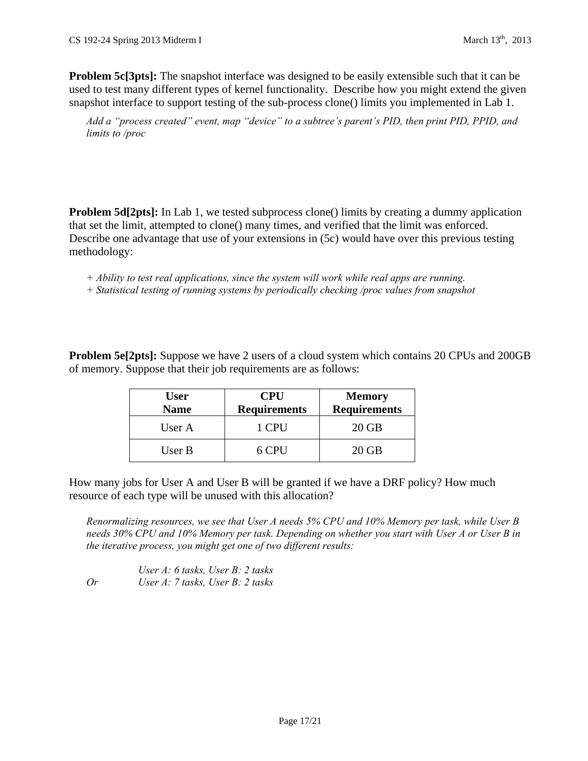**Problem 5c[3pts]:** The snapshot interface was designed to be easily extensible such that it can be used to test many different types of kernel functionality. Describe how you might extend the given snapshot interface to support testing of the sub-process clone() limits you implemented in Lab 1.

*Add a "process created" event, map "device" to a subtree's parent's PID, then print PID, PPID, and limits to /proc*

**Problem 5d[2pts]:** In Lab 1, we tested subprocess clone() limits by creating a dummy application that set the limit, attempted to clone() many times, and verified that the limit was enforced. Describe one advantage that use of your extensions in (5c) would have over this previous testing methodology:

*+ Ability to test real applications, since the system will work while real apps are running.*
*+ Statistical testing of running systems by periodically checking /proc values from snapshot*

**Problem 5e[2pts]:** Suppose we have 2 users of a cloud system which contains 20 CPUs and 200GB of memory. Suppose that their job requirements are as follows:

| User Name | CPU Requirements | Memory Requirements |
|---|---|---|
| User A | 1 CPU | 20 GB |
| User B | 6 CPU | 20 GB |

How many jobs for User A and User B will be granted if we have a DRF policy? How much resource of each type will be unused with this allocation?

*Renormalizing resources, we see that User A needs 5% CPU and 10% Memory per task, while User B needs 30% CPU and 10% Memory per task. Depending on whether you start with User A or User B in the iterative process, you might get one of two different results:*

*User A: 6 tasks, User B: 2 tasks*
*Or User A: 7 tasks, User B: 2 tasks*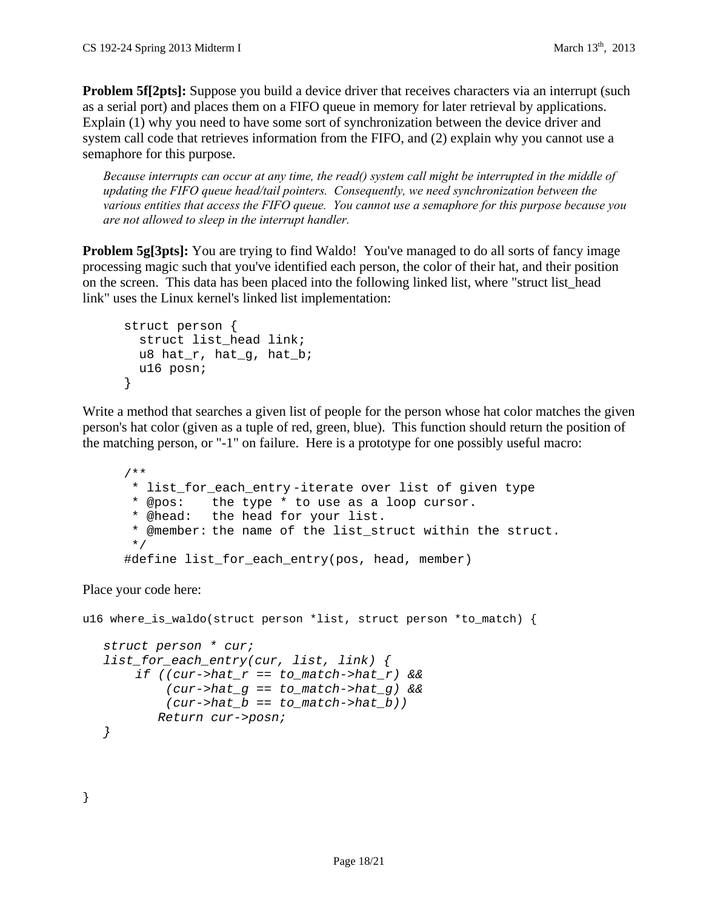**Problem 5f[2pts]:** Suppose you build a device driver that receives characters via an interrupt (such as a serial port) and places them on a FIFO queue in memory for later retrieval by applications. Explain (1) why you need to have some sort of synchronization between the device driver and system call code that retrieves information from the FIFO, and (2) explain why you cannot use a semaphore for this purpose.

*Because interrupts can occur at any time, the read() system call might be interrupted in the middle of updating the FIFO queue head/tail pointers. Consequently, we need synchronization between the various entities that access the FIFO queue. You cannot use a semaphore for this purpose because you are not allowed to sleep in the interrupt handler.*

**Problem 5g[3pts]:** You are trying to find Waldo! You've managed to do all sorts of fancy image processing magic such that you've identified each person, the color of their hat, and their position on the screen. This data has been placed into the following linked list, where "struct list_head link" uses the Linux kernel's linked list implementation:

```
struct person {
  struct list_head link;
  u8 hat_r, hat_g, hat_b;
  u16 posn;
}
```

Write a method that searches a given list of people for the person whose hat color matches the given person's hat color (given as a tuple of red, green, blue). This function should return the position of the matching person, or "-1" on failure. Here is a prototype for one possibly useful macro:

```
/**
 * list_for_each_entry -iterate over list of given type
 * @pos:    the type * to use as a loop cursor.
 * @head:   the head for your list.
 * @member: the name of the list_struct within the struct.
 */
#define list_for_each_entry(pos, head, member)
```

Place your code here:

```
u16 where_is_waldo(struct person *list, struct person *to_match) {

   struct person * cur;
   list_for_each_entry(cur, list, link) {
       if ((cur->hat_r == to_match->hat_r) &&
           (cur->hat_g == to_match->hat_g) &&
           (cur->hat_b == to_match->hat_b))
          Return cur->posn;
   }



}
```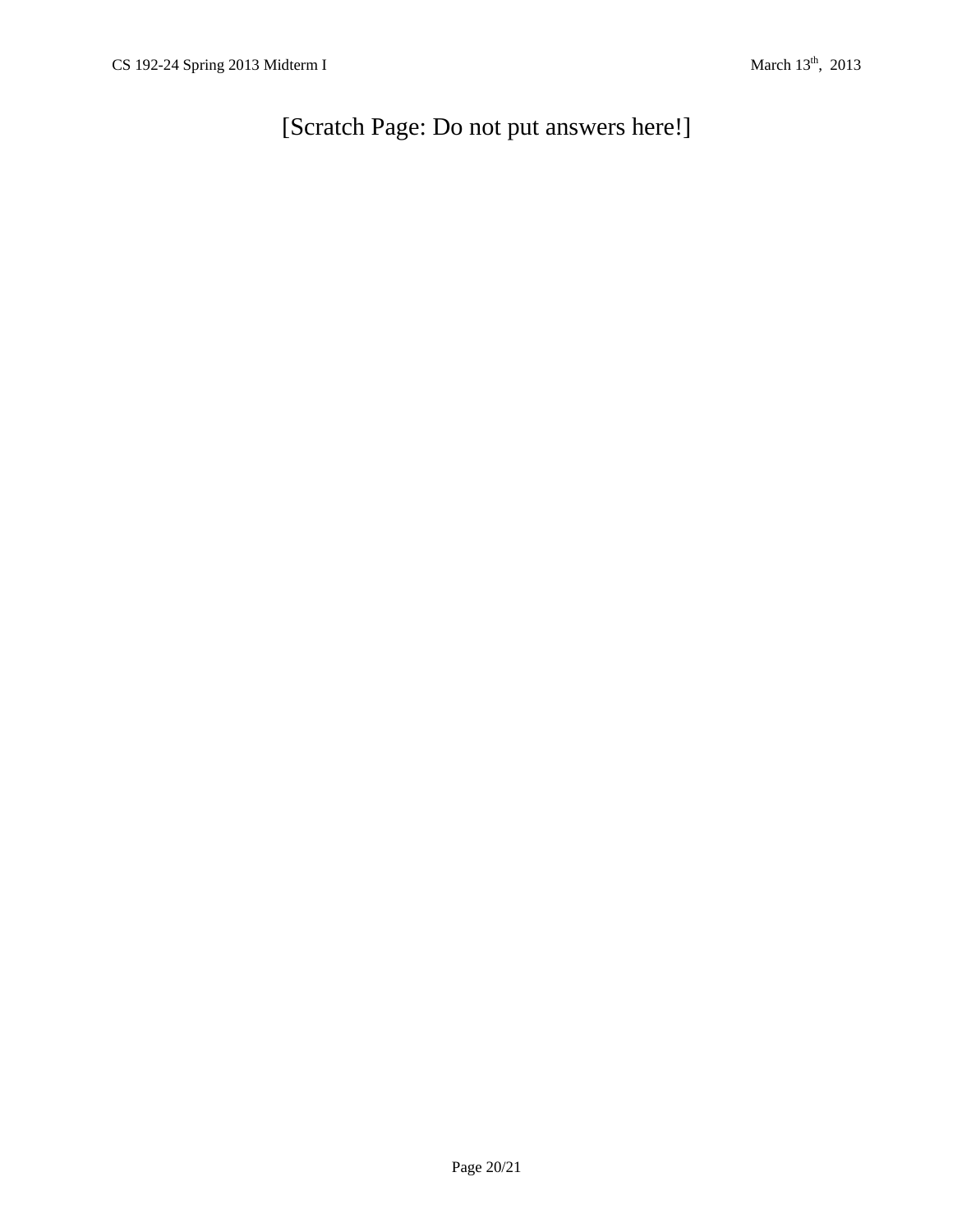[Scratch Page: Do not put answers here!]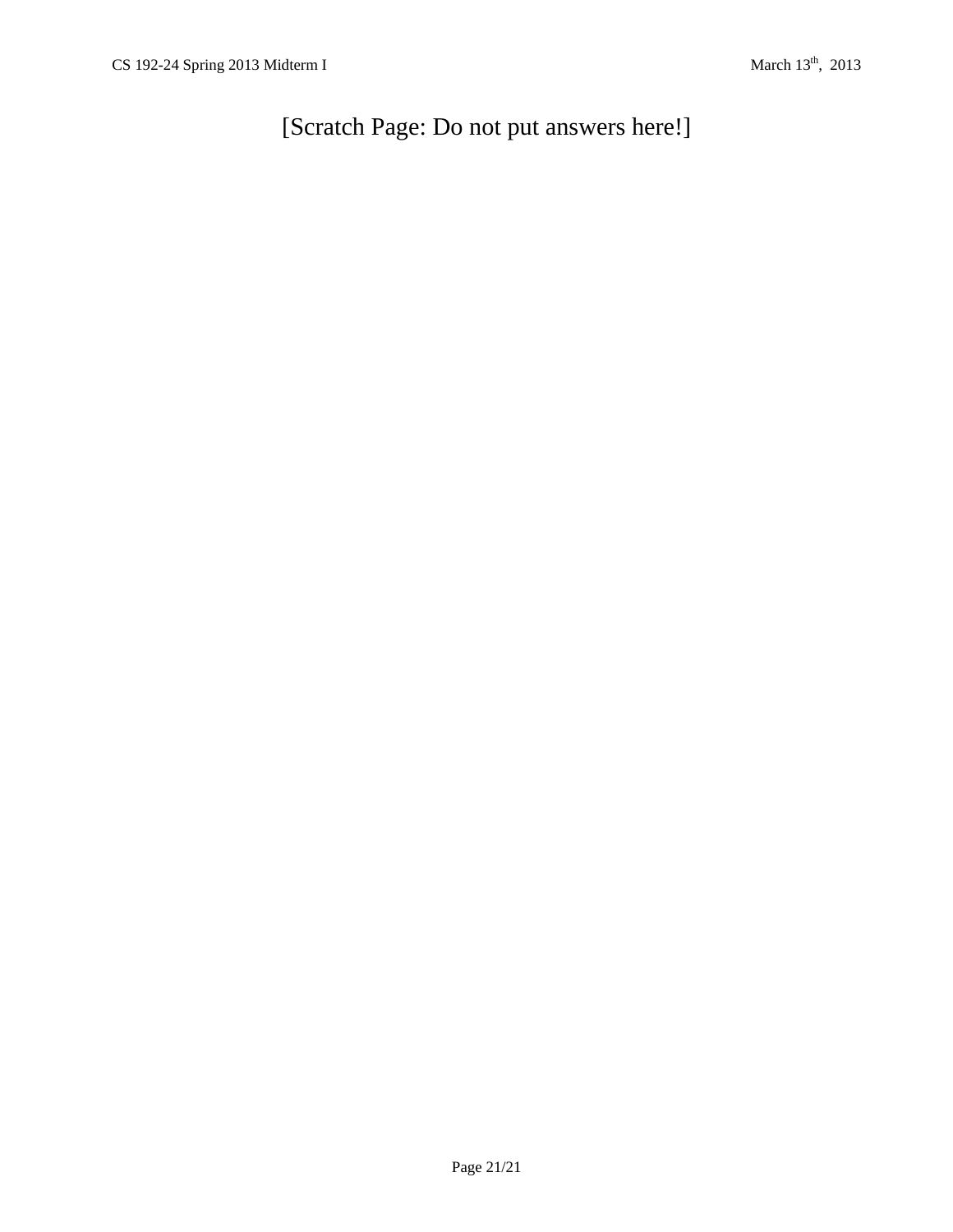[Scratch Page: Do not put answers here!]